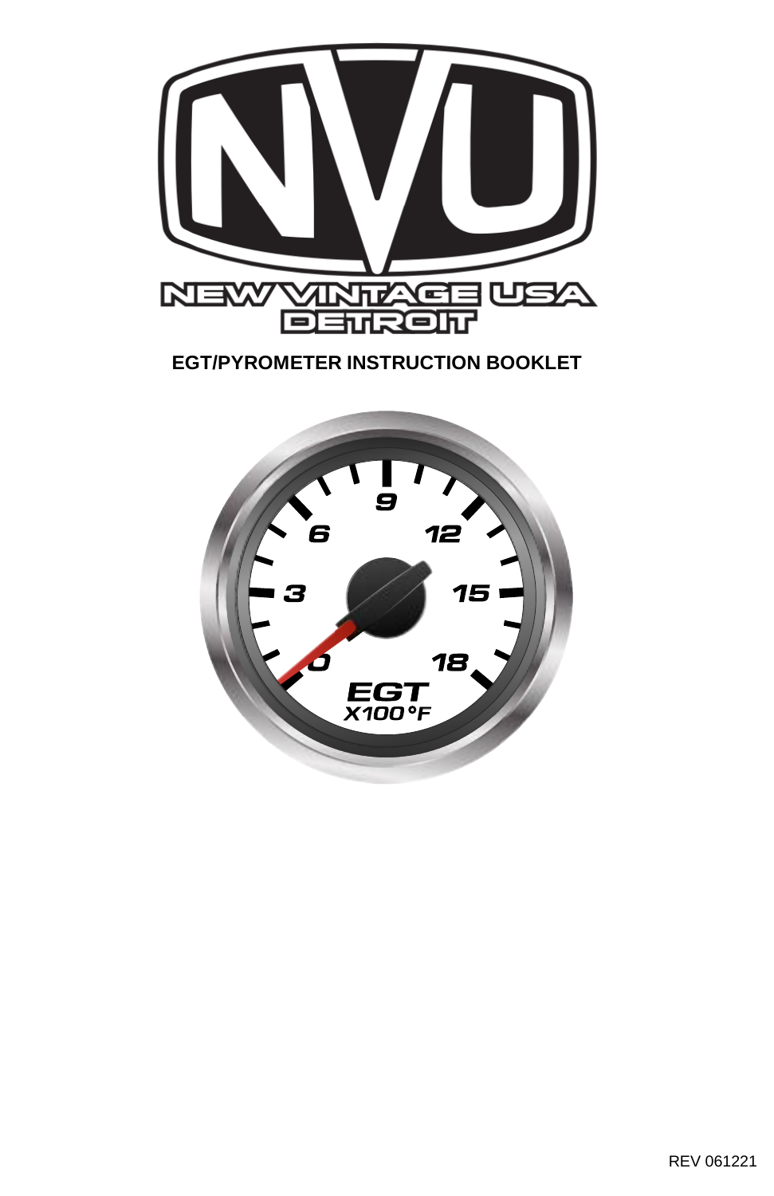# NEW VINTAGE USA DETROIT

## EGT/PYROMETER INSTRUCTION BOOKLET

REV 061221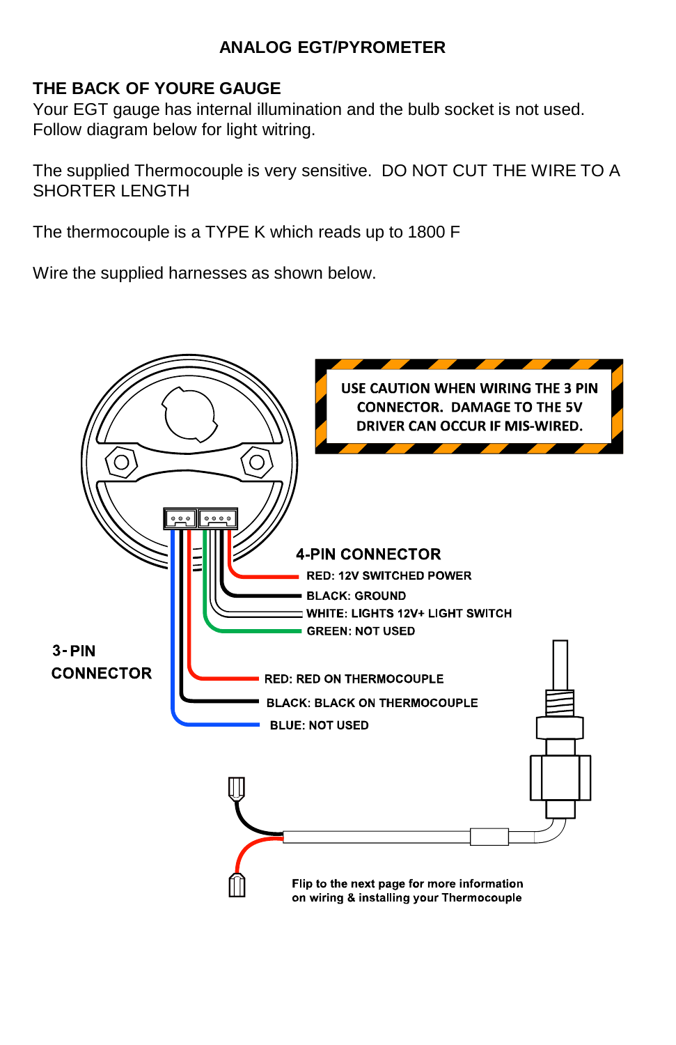## ANALOG EGT/PYROMETER

**THE BACK OF YOURE GAUGE**

Your EGT gauge has internal illumination and the bulb socket is not used. Follow diagram below for light witring.

The supplied Thermocouple is very sensitive. DO NOT CUT THE WIRE TO A SHORTER LENGTH

The thermocouple is a TYPE K which reads up to 1800 F

Wire the supplied harnesses as shown below.

**USE CAUTION WHEN WIRING THE 3 PIN CONNECTOR. DAMAGE TO THE 5V DRIVER CAN OCCUR IF MIS-WIRED.**

**4-PIN CONNECTOR**

- RED: 12V SWITCHED POWER
- BLACK: GROUND
- WHITE: LIGHTS 12V+ LIGHT SWITCH
- GREEN: NOT USED

**3-PIN CONNECTOR**

- RED: RED ON THERMOCOUPLE
- BLACK: BLACK ON THERMOCOUPLE
- BLUE: NOT USED

Flip to the next page for more information on wiring & installing your Thermocouple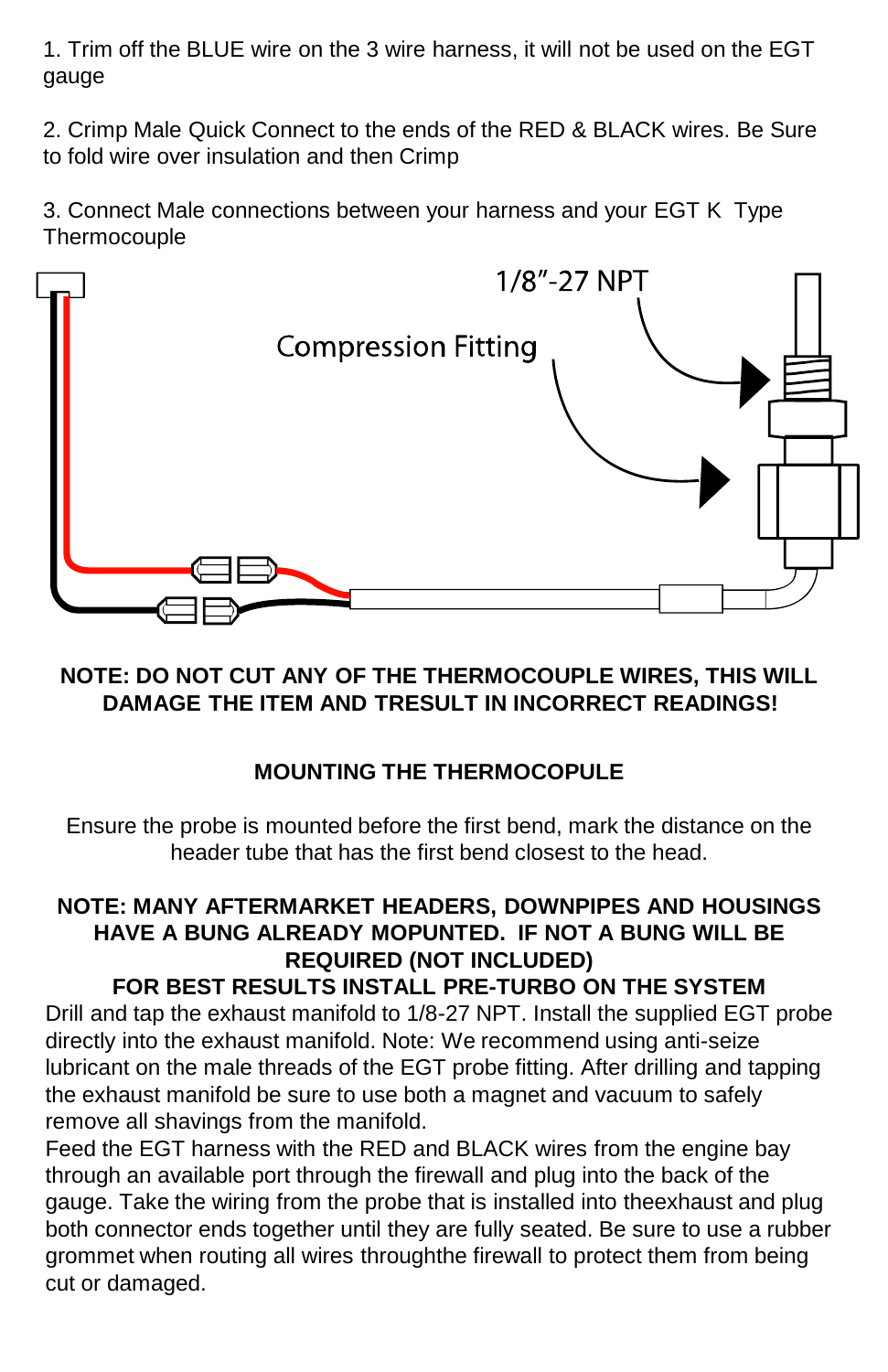1. Trim off the BLUE wire on the 3 wire harness, it will not be used on the EGT gauge

2. Crimp Male Quick Connect to the ends of the RED & BLACK wires. Be Sure to fold wire over insulation and then Crimp

3. Connect Male connections between your harness and your EGT K Type Thermocouple

1/8"-27 NPT

Compression Fitting

**NOTE: DO NOT CUT ANY OF THE THERMOCOUPLE WIRES, THIS WILL DAMAGE THE ITEM AND TRESULT IN INCORRECT READINGS!**

**MOUNTING THE THERMOCOPULE**

Ensure the probe is mounted before the first bend, mark the distance on the header tube that has the first bend closest to the head.

**NOTE: MANY AFTERMARKET HEADERS, DOWNPIPES AND HOUSINGS HAVE A BUNG ALREADY MOPUNTED. IF NOT A BUNG WILL BE REQUIRED (NOT INCLUDED)**

**FOR BEST RESULTS INSTALL PRE-TURBO ON THE SYSTEM**

Drill and tap the exhaust manifold to 1/8-27 NPT. Install the supplied EGT probe directly into the exhaust manifold. Note: We recommend using anti-seize lubricant on the male threads of the EGT probe fitting. After drilling and tapping the exhaust manifold be sure to use both a magnet and vacuum to safely remove all shavings from the manifold.

Feed the EGT harness with the RED and BLACK wires from the engine bay through an available port through the firewall and plug into the back of the gauge. Take the wiring from the probe that is installed into theexhaust and plug both connector ends together until they are fully seated. Be sure to use a rubber grommet when routing all wires throughthe firewall to protect them from being cut or damaged.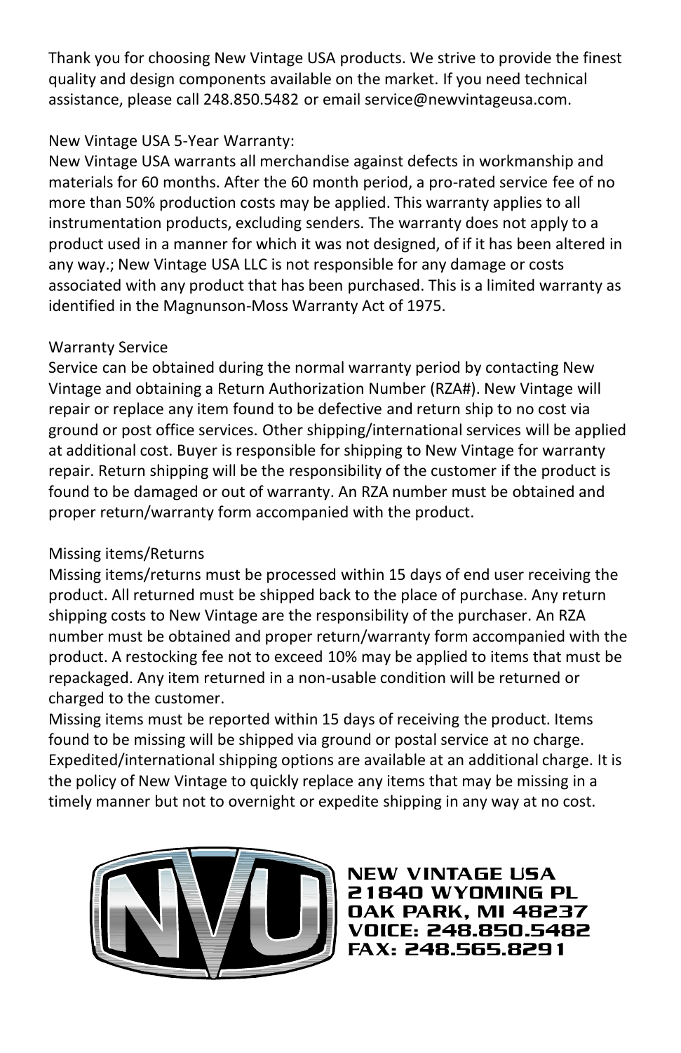Thank you for choosing New Vintage USA products. We strive to provide the finest quality and design components available on the market. If you need technical assistance, please call 248.850.5482 or email service@newvintageusa.com.

New Vintage USA 5-Year Warranty:
New Vintage USA warrants all merchandise against defects in workmanship and materials for 60 months. After the 60 month period, a pro-rated service fee of no more than 50% production costs may be applied. This warranty applies to all instrumentation products, excluding senders. The warranty does not apply to a product used in a manner for which it was not designed, of if it has been altered in any way.; New Vintage USA LLC is not responsible for any damage or costs associated with any product that has been purchased. This is a limited warranty as identified in the Magnunson-Moss Warranty Act of 1975.

Warranty Service
Service can be obtained during the normal warranty period by contacting New Vintage and obtaining a Return Authorization Number (RZA#). New Vintage will repair or replace any item found to be defective and return ship to no cost via ground or post office services. Other shipping/international services will be applied at additional cost. Buyer is responsible for shipping to New Vintage for warranty repair. Return shipping will be the responsibility of the customer if the product is found to be damaged or out of warranty. An RZA number must be obtained and proper return/warranty form accompanied with the product.

Missing items/Returns
Missing items/returns must be processed within 15 days of end user receiving the product. All returned must be shipped back to the place of purchase. Any return shipping costs to New Vintage are the responsibility of the purchaser. An RZA number must be obtained and proper return/warranty form accompanied with the product. A restocking fee not to exceed 10% may be applied to items that must be repackaged. Any item returned in a non-usable condition will be returned or charged to the customer.
Missing items must be reported within 15 days of receiving the product. Items found to be missing will be shipped via ground or postal service at no charge. Expedited/international shipping options are available at an additional charge. It is the policy of New Vintage to quickly replace any items that may be missing in a timely manner but not to overnight or expedite shipping in any way at no cost.

NVU

NEW VINTAGE USA
21840 WYOMING PL
OAK PARK, MI 48237
VOICE: 248.850.5482
FAX: 248.565.8291